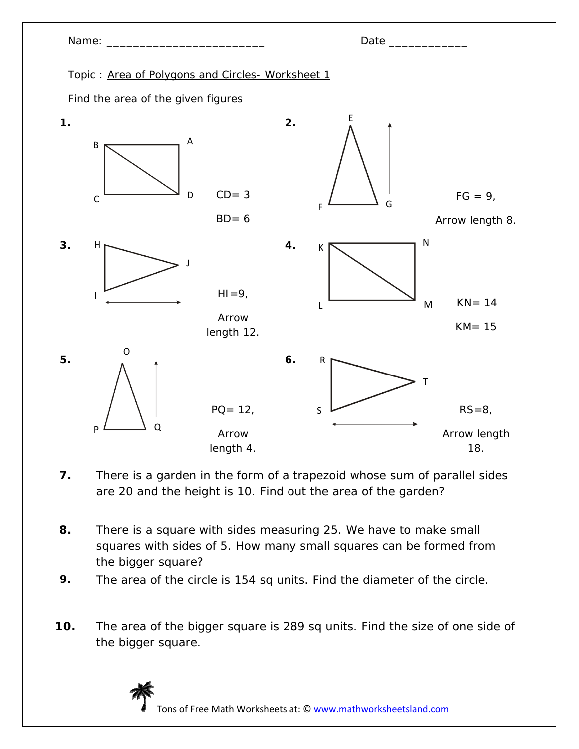Name: _________________________ Date ____________

Topic : Area of Polygons and Circles- Worksheet 1

Find the area of the given figures

**1.** B A C D

CD= 3

BD= 6

**2.** E F G

FG = 9,

Arrow length 8.

**3.** H J I

HI=9,

Arrow length 12.

**4.** K N L M

KN= 14

KM= 15

**5.** O P Q

PQ= 12,

Arrow length 4.

**6.** R T S

RS=8,

Arrow length 18.

**7.** There is a garden in the form of a trapezoid whose sum of parallel sides are 20 and the height is 10. Find out the area of the garden?

**8.** There is a square with sides measuring 25. We have to make small squares with sides of 5. How many small squares can be formed from the bigger square?

**9.** The area of the circle is 154 sq units. Find the diameter of the circle.

**10.** The area of the bigger square is 289 sq units. Find the size of one side of the bigger square.

Tons of Free Math Worksheets at: © www.mathworksheetsland.com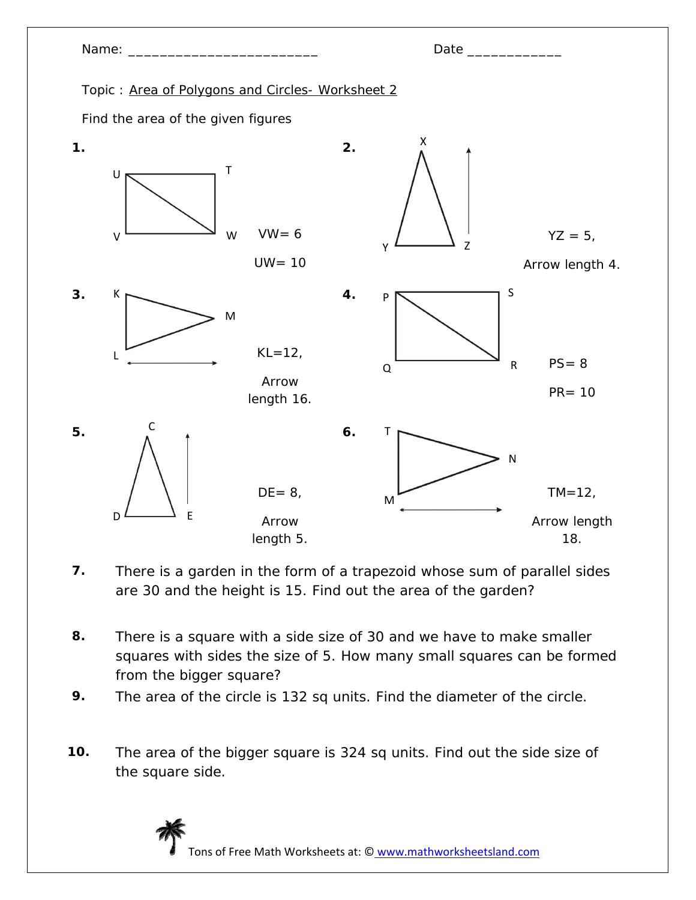Name: ________________________ Date ____________

Topic : Area of Polygons and Circles- Worksheet 2

Find the area of the given figures

**1.** U T V W

VW= 6

UW= 10

**2.** X Y Z

YZ = 5,

Arrow length 4.

**3.** K M L

KL=12,

Arrow length 16.

**4.** P S Q R

PS= 8

PR= 10

**5.** C D E

DE= 8,

Arrow length 5.

**6.** T N M

TM=12,

Arrow length 18.

**7.** There is a garden in the form of a trapezoid whose sum of parallel sides are 30 and the height is 15. Find out the area of the garden?

**8.** There is a square with a side size of 30 and we have to make smaller squares with sides the size of 5. How many small squares can be formed from the bigger square?

**9.** The area of the circle is 132 sq units. Find the diameter of the circle.

**10.** The area of the bigger square is 324 sq units. Find out the side size of the square side.

Tons of Free Math Worksheets at: © www.mathworksheetsland.com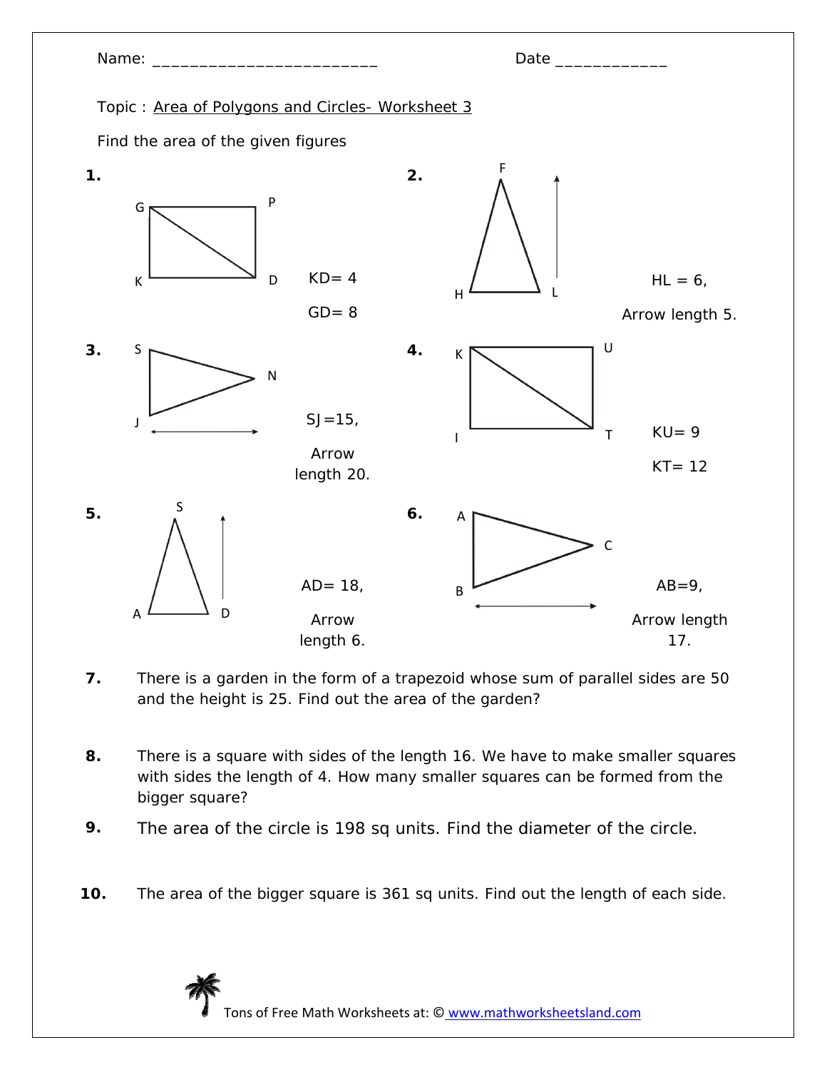Name: ________________________ Date ____________

Topic : Area of Polygons and Circles- Worksheet 3

Find the area of the given figures

**1.** G P K D

KD= 4

GD= 8

**2.** F H L

HL = 6,

Arrow length 5.

**3.** S N J

SJ=15,

Arrow length 20.

**4.** K U I T

KU= 9

KT= 12

**5.** S A D

AD= 18,

Arrow length 6.

**6.** A C B

AB=9,

Arrow length 17.

**7.** There is a garden in the form of a trapezoid whose sum of parallel sides are 50 and the height is 25. Find out the area of the garden?

**8.** There is a square with sides of the length 16. We have to make smaller squares with sides the length of 4. How many smaller squares can be formed from the bigger square?

**9.** The area of the circle is 198 sq units. Find the diameter of the circle.

**10.** The area of the bigger square is 361 sq units. Find out the length of each side.

Tons of Free Math Worksheets at: © www.mathworksheetsland.com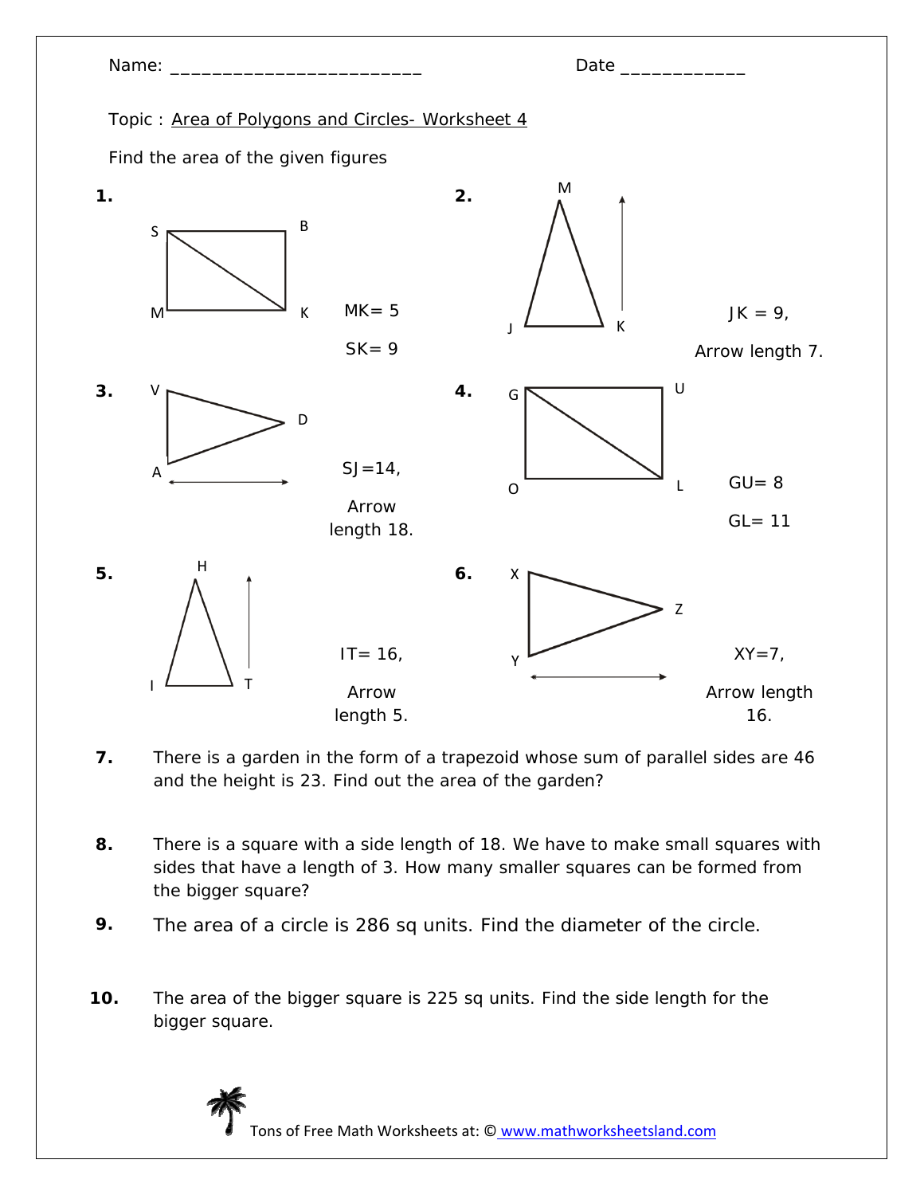Name: ________________________ Date ____________

Topic : Area of Polygons and Circles- Worksheet 4

Find the area of the given figures

**1.** S B M K

MK= 5

SK= 9

**2.** M J K

JK = 9,

Arrow length 7.

**3.** V D A

SJ=14,

Arrow length 18.

**4.** G U O L

GU= 8

GL= 11

**5.** H I T

IT= 16,

Arrow length 5.

**6.** X Z Y

XY=7,

Arrow length 16.

**7.** There is a garden in the form of a trapezoid whose sum of parallel sides are 46 and the height is 23. Find out the area of the garden?

**8.** There is a square with a side length of 18. We have to make small squares with sides that have a length of 3. How many smaller squares can be formed from the bigger square?

**9.** The area of a circle is 286 sq units. Find the diameter of the circle.

**10.** The area of the bigger square is 225 sq units. Find the side length for the bigger square.

Tons of Free Math Worksheets at: © www.mathworksheetsland.com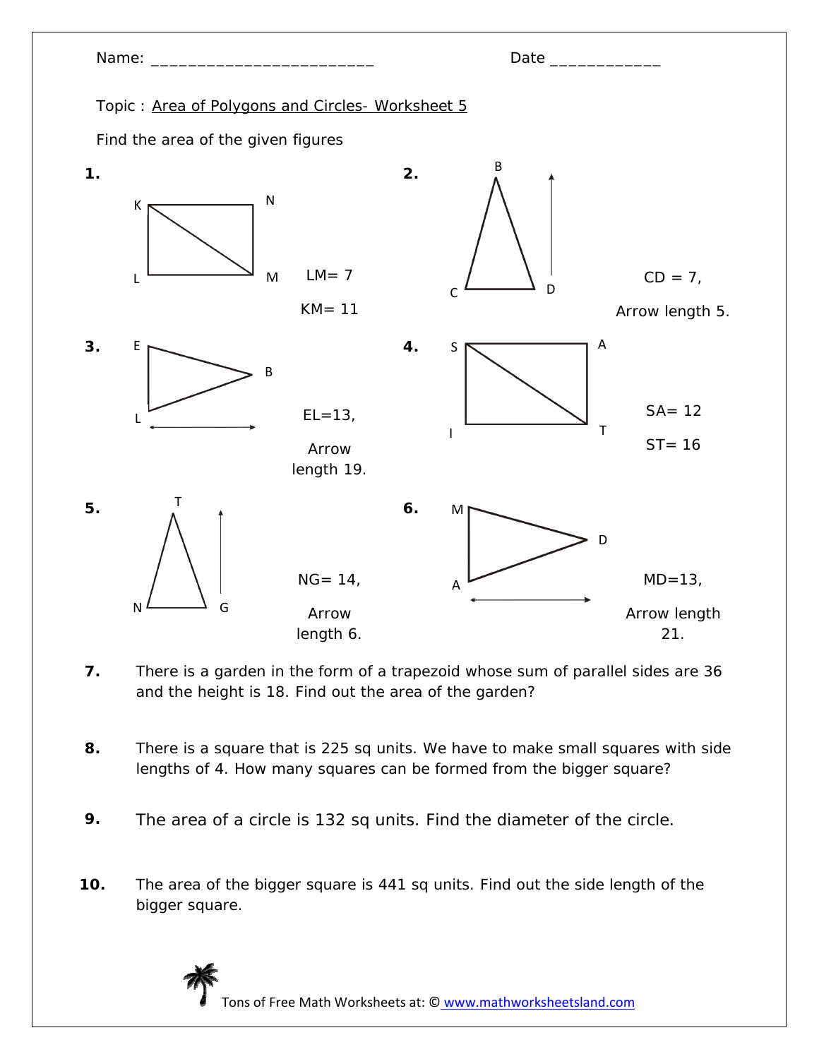Name: ________________________ Date ____________

Topic : Area of Polygons and Circles- Worksheet 5

Find the area of the given figures

**1.** K N L M

LM= 7

KM= 11

**2.** B C D

CD = 7,

Arrow length 5.

**3.** E B L

EL=13,

Arrow length 19.

**4.** S A I T

SA= 12

ST= 16

**5.** T N G

NG= 14,

Arrow length 6.

**6.** M D A

MD=13,

Arrow length 21.

**7.** There is a garden in the form of a trapezoid whose sum of parallel sides are 36 and the height is 18. Find out the area of the garden?

**8.** There is a square that is 225 sq units. We have to make small squares with side lengths of 4. How many squares can be formed from the bigger square?

**9.** The area of a circle is 132 sq units. Find the diameter of the circle.

**10.** The area of the bigger square is 441 sq units. Find out the side length of the bigger square.

Tons of Free Math Worksheets at: © www.mathworksheetsland.com